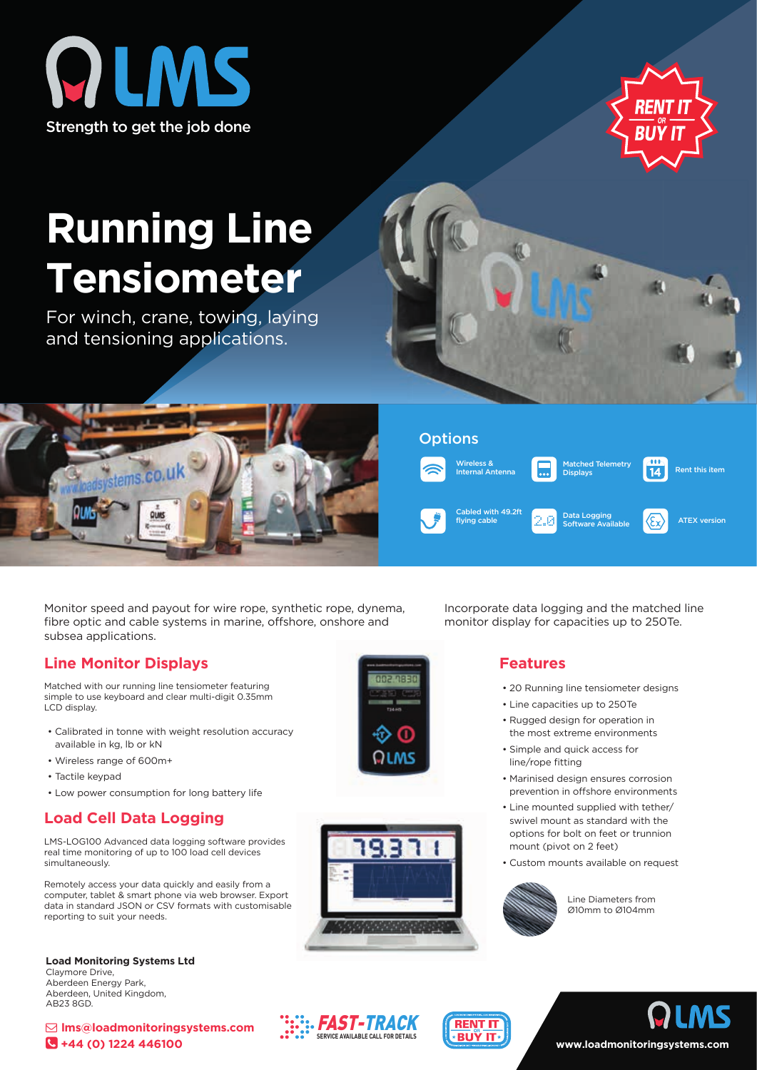# LMS

Strength to get the job done

RENT IT OR BUY IT

# Running Line Tensiometer

For winch, crane, towing, laying and tensioning applications.

## Options

- Wireless & Internal Antenna
- Matched Telemetry Displays
- Rent this item
- Cabled with 49.2ft flying cable
- Data Logging Software Available
- ATEX version

Monitor speed and payout for wire rope, synthetic rope, dynema, fibre optic and cable systems in marine, offshore, onshore and subsea applications.

Incorporate data logging and the matched line monitor display for capacities up to 250Te.

## Line Monitor Displays

Matched with our running line tensiometer featuring simple to use keyboard and clear multi-digit 0.35mm LCD display.

- Calibrated in tonne with weight resolution accuracy available in kg, lb or kN
- Wireless range of 600m+
- Tactile keypad
- Low power consumption for long battery life

## Load Cell Data Logging

LMS-LOG100 Advanced data logging software provides real time monitoring of up to 100 load cell devices simultaneously.

Remotely access your data quickly and easily from a computer, tablet & smart phone via web browser. Export data in standard JSON or CSV formats with customisable reporting to suit your needs.

## Features

- 20 Running line tensiometer designs
- Line capacities up to 250Te
- Rugged design for operation in the most extreme environments
- Simple and quick access for line/rope fitting
- Marinised design ensures corrosion prevention in offshore environments
- Line mounted supplied with tether/ swivel mount as standard with the options for bolt on feet or trunnion mount (pivot on 2 feet)
- Custom mounts available on request

Line Diameters from Ø10mm to Ø104mm

**Load Monitoring Systems Ltd**
Claymore Drive,
Aberdeen Energy Park,
Aberdeen, United Kingdom,
AB23 8GD.

**lms@loadmonitoringsystems.com**
**+44 (0) 1224 446100**

FAST-TRACK SERVICE AVAILABLE CALL FOR DETAILS

RENT IT OR BUY IT

**www.loadmonitoringsystems.com**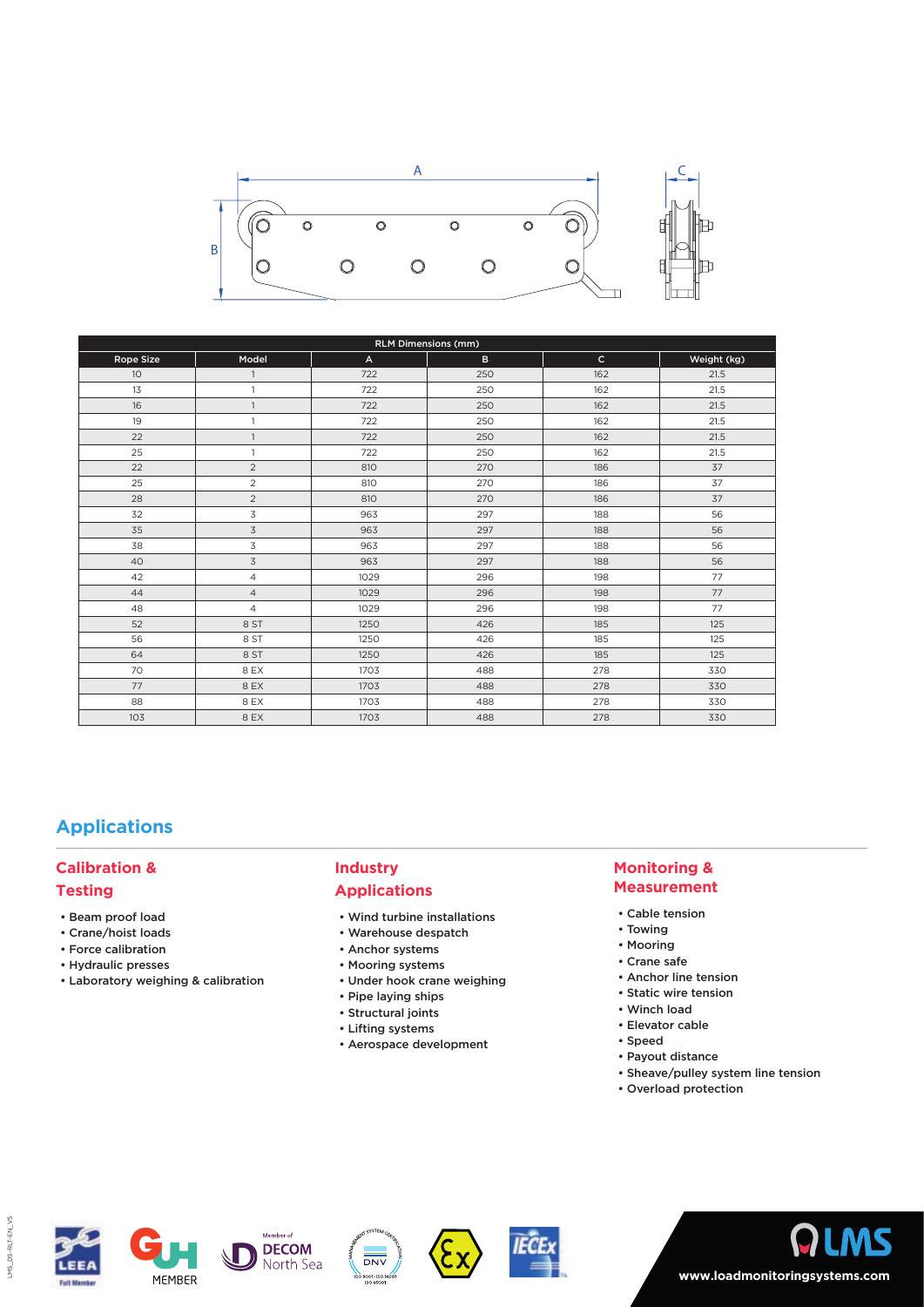A

B

C

| RLM Dimensions (mm) | | | | | |
|---|---|---|---|---|---|
| Rope Size | Model | A | B | C | Weight (kg) |
| 10 | 1 | 722 | 250 | 162 | 21.5 |
| 13 | 1 | 722 | 250 | 162 | 21.5 |
| 16 | 1 | 722 | 250 | 162 | 21.5 |
| 19 | 1 | 722 | 250 | 162 | 21.5 |
| 22 | 1 | 722 | 250 | 162 | 21.5 |
| 25 | 1 | 722 | 250 | 162 | 21.5 |
| 22 | 2 | 810 | 270 | 186 | 37 |
| 25 | 2 | 810 | 270 | 186 | 37 |
| 28 | 2 | 810 | 270 | 186 | 37 |
| 32 | 3 | 963 | 297 | 188 | 56 |
| 35 | 3 | 963 | 297 | 188 | 56 |
| 38 | 3 | 963 | 297 | 188 | 56 |
| 40 | 3 | 963 | 297 | 188 | 56 |
| 42 | 4 | 1029 | 296 | 198 | 77 |
| 44 | 4 | 1029 | 296 | 198 | 77 |
| 48 | 4 | 1029 | 296 | 198 | 77 |
| 52 | 8 ST | 1250 | 426 | 185 | 125 |
| 56 | 8 ST | 1250 | 426 | 185 | 125 |
| 64 | 8 ST | 1250 | 426 | 185 | 125 |
| 70 | 8 EX | 1703 | 488 | 278 | 330 |
| 77 | 8 EX | 1703 | 488 | 278 | 330 |
| 88 | 8 EX | 1703 | 488 | 278 | 330 |
| 103 | 8 EX | 1703 | 488 | 278 | 330 |

## Applications

### Calibration & Testing

- Beam proof load
- Crane/hoist loads
- Force calibration
- Hydraulic presses
- Laboratory weighing & calibration

### Industry Applications

- Wind turbine installations
- Warehouse despatch
- Anchor systems
- Mooring systems
- Under hook crane weighing
- Pipe laying ships
- Structural joints
- Lifting systems
- Aerospace development

### Monitoring & Measurement

- Cable tension
- Towing
- Mooring
- Crane safe
- Anchor line tension
- Static wire tension
- Winch load
- Elevator cable
- Speed
- Payout distance
- Sheave/pulley system line tension
- Overload protection

LMS_DS-RLT-EN_V5

LEEA Full Member

GWO MEMBER

Member of DECOM North Sea

DNV ISO 9001 - ISO 14001 ISO 45001

IECEx

LMS

www.loadmonitoringsystems.com